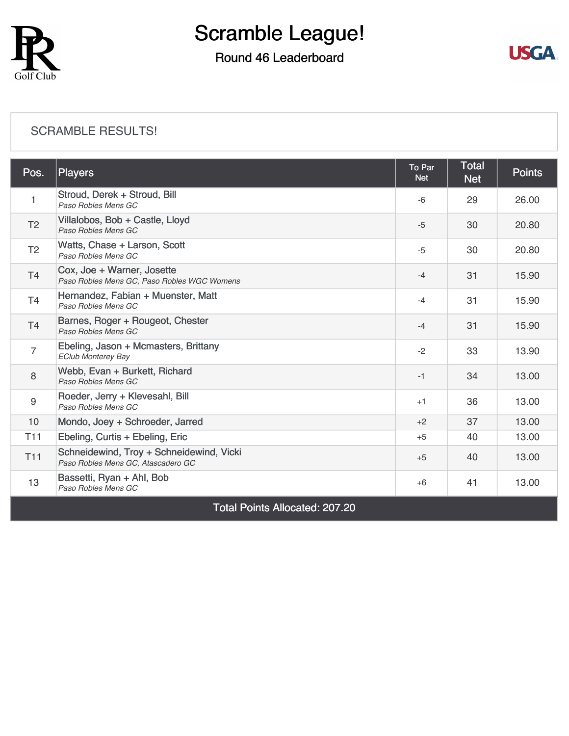# Scramble League!

## Round 46 Leaderboard

SCRAMBLE RESULTS!

| Pos. | Players | To Par Net | Total Net | Points |
|---|---|---|---|---|
| 1 | Stroud, Derek + Stroud, Bill<br>*Paso Robles Mens GC* | -6 | 29 | 26.00 |
| T2 | Villalobos, Bob + Castle, Lloyd<br>*Paso Robles Mens GC* | -5 | 30 | 20.80 |
| T2 | Watts, Chase + Larson, Scott<br>*Paso Robles Mens GC* | -5 | 30 | 20.80 |
| T4 | Cox, Joe + Warner, Josette<br>*Paso Robles Mens GC, Paso Robles WGC Womens* | -4 | 31 | 15.90 |
| T4 | Hernandez, Fabian + Muenster, Matt<br>*Paso Robles Mens GC* | -4 | 31 | 15.90 |
| T4 | Barnes, Roger + Rougeot, Chester<br>*Paso Robles Mens GC* | -4 | 31 | 15.90 |
| 7 | Ebeling, Jason + Mcmasters, Brittany<br>*EClub Monterey Bay* | -2 | 33 | 13.90 |
| 8 | Webb, Evan + Burkett, Richard<br>*Paso Robles Mens GC* | -1 | 34 | 13.00 |
| 9 | Roeder, Jerry + Klevesahl, Bill<br>*Paso Robles Mens GC* | +1 | 36 | 13.00 |
| 10 | Mondo, Joey + Schroeder, Jarred | +2 | 37 | 13.00 |
| T11 | Ebeling, Curtis + Ebeling, Eric | +5 | 40 | 13.00 |
| T11 | Schneidewind, Troy + Schneidewind, Vicki<br>*Paso Robles Mens GC, Atascadero GC* | +5 | 40 | 13.00 |
| 13 | Bassetti, Ryan + Ahl, Bob<br>*Paso Robles Mens GC* | +6 | 41 | 13.00 |
| Total Points Allocated: 207.20 | | | | |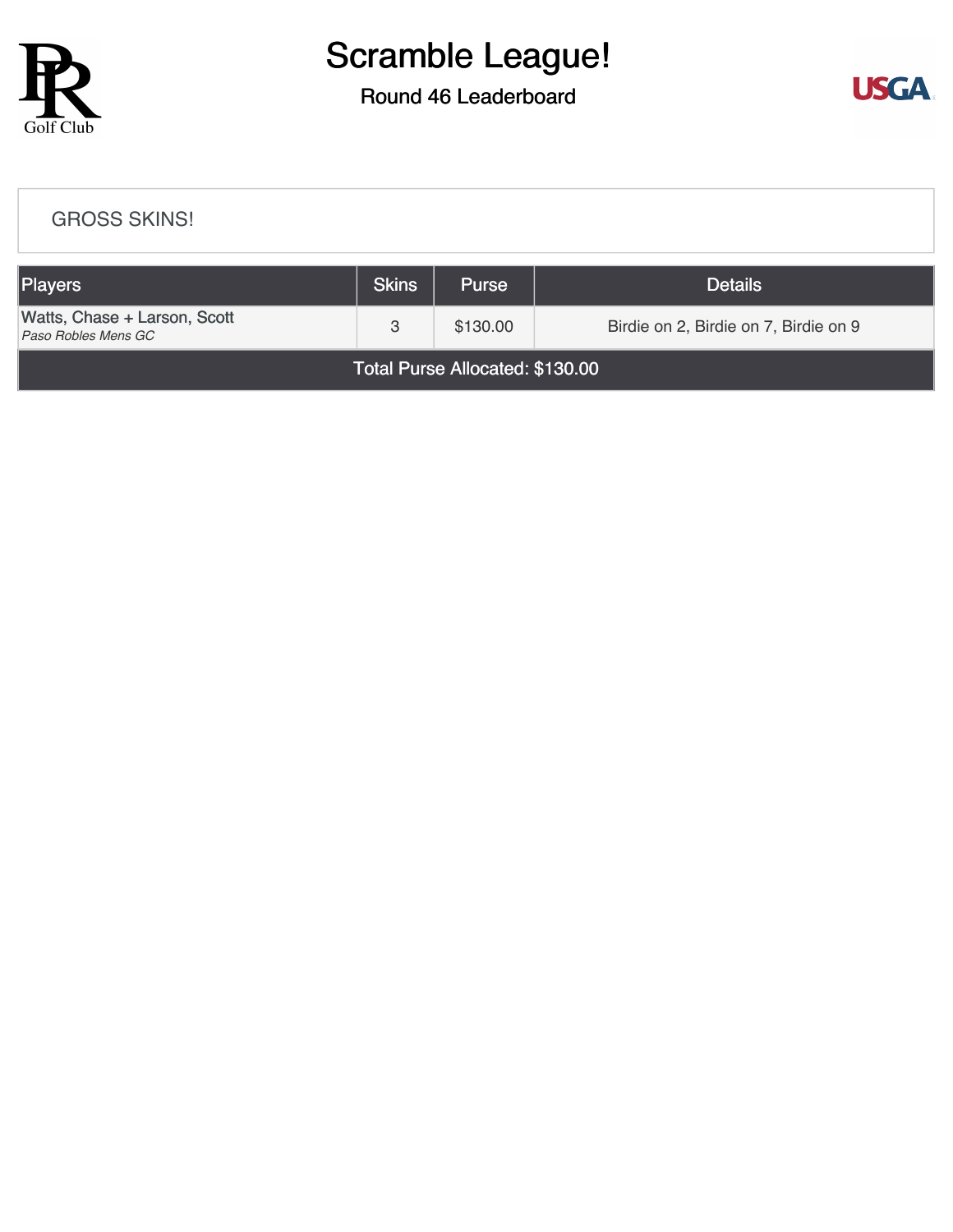# Scramble League!

## Round 46 Leaderboard

GROSS SKINS!

| Players | Skins | Purse | Details |
|---|---|---|---|
| Watts, Chase + Larson, Scott<br>*Paso Robles Mens GC* | 3 | $130.00 | Birdie on 2, Birdie on 7, Birdie on 9 |
| Total Purse Allocated: $130.00 | | | |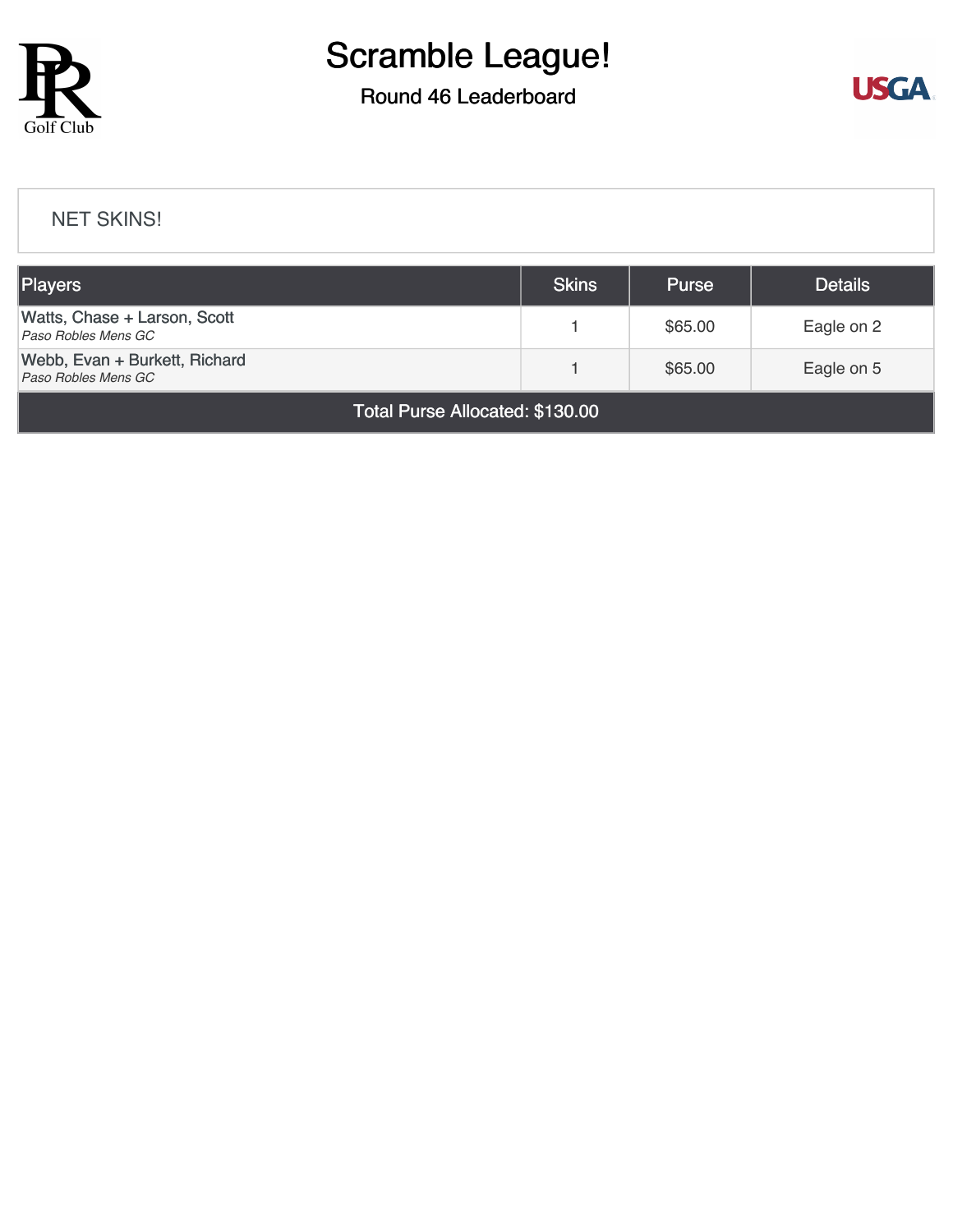# Scramble League!

## Round 46 Leaderboard

NET SKINS!

| Players | Skins | Purse | Details |
|---|---|---|---|
| Watts, Chase + Larson, Scott<br>*Paso Robles Mens GC* | 1 | $65.00 | Eagle on 2 |
| Webb, Evan + Burkett, Richard<br>*Paso Robles Mens GC* | 1 | $65.00 | Eagle on 5 |
| Total Purse Allocated: $130.00 | | | |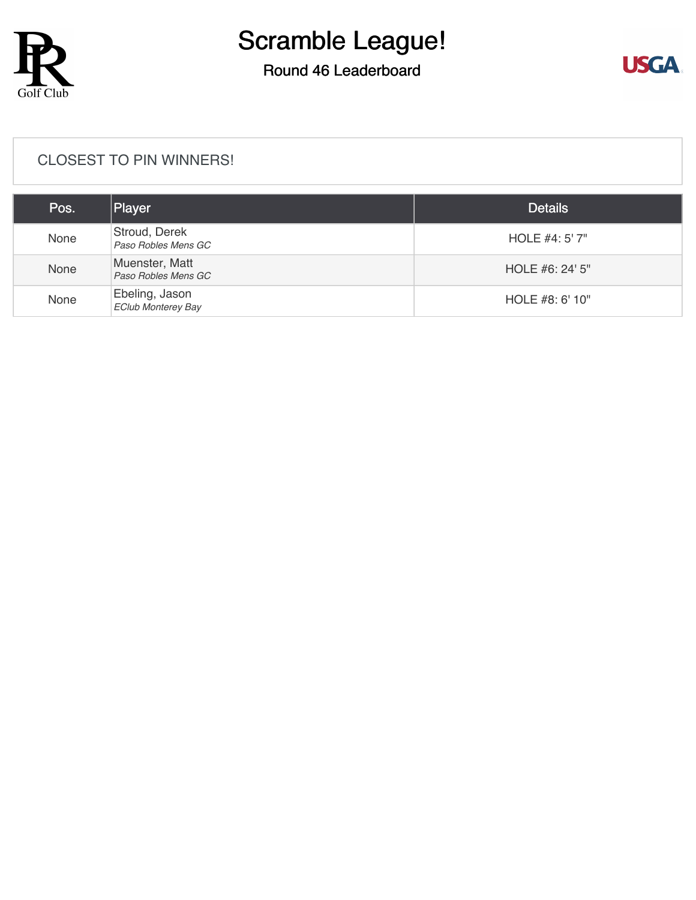# Scramble League!

## Round 46 Leaderboard

CLOSEST TO PIN WINNERS!

| Pos. | Player | Details |
| --- | --- | --- |
| None | Stroud, Derek *Paso Robles Mens GC* | HOLE #4: 5' 7" |
| None | Muenster, Matt *Paso Robles Mens GC* | HOLE #6: 24' 5" |
| None | Ebeling, Jason *EClub Monterey Bay* | HOLE #8: 6' 10" |